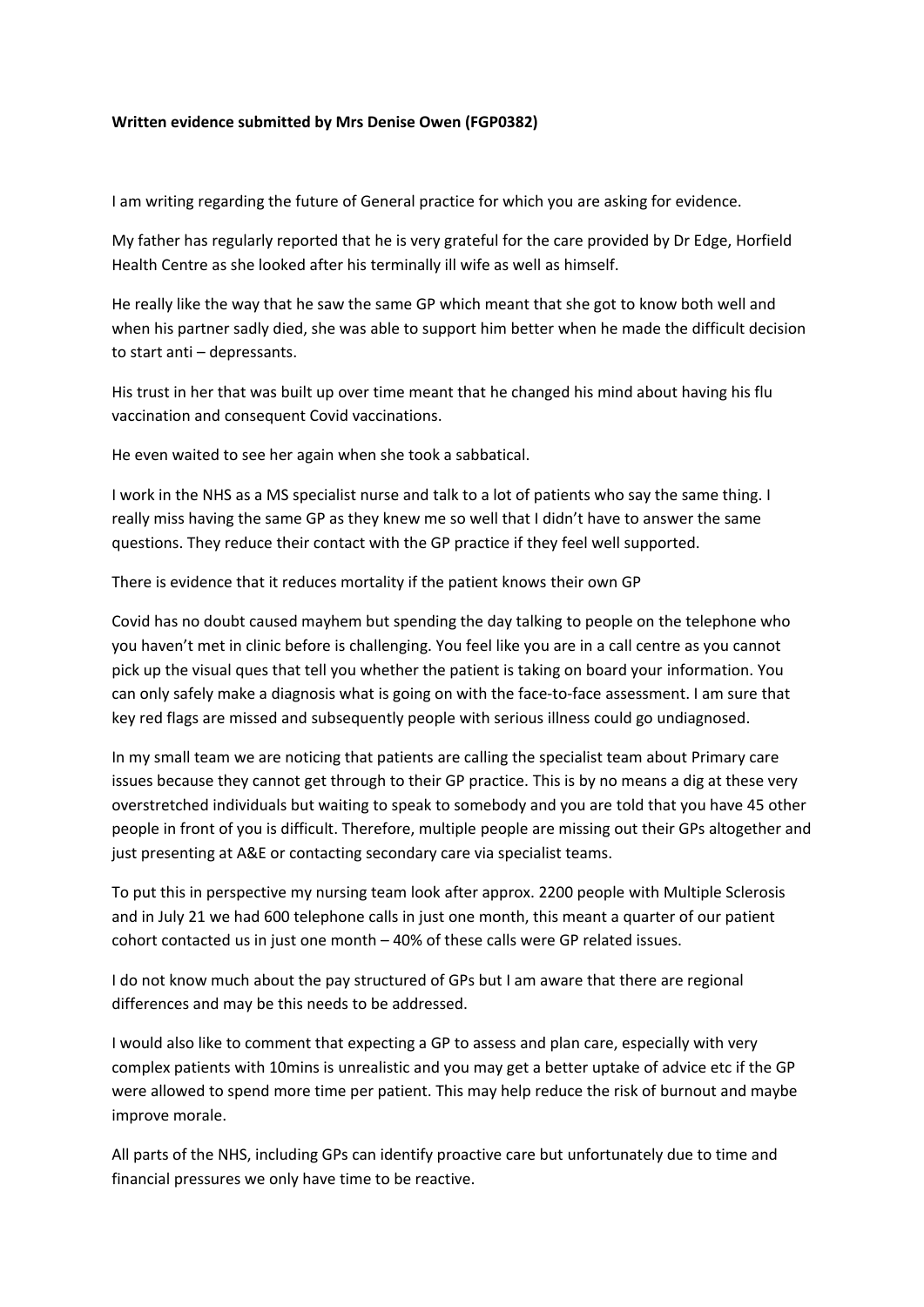**Written evidence submitted by Mrs Denise Owen (FGP0382)**

I am writing regarding the future of General practice for which you are asking for evidence.

My father has regularly reported that he is very grateful for the care provided by Dr Edge, Horfield Health Centre as she looked after his terminally ill wife as well as himself.

He really like the way that he saw the same GP which meant that she got to know both well and when his partner sadly died, she was able to support him better when he made the difficult decision to start anti – depressants.

His trust in her that was built up over time meant that he changed his mind about having his flu vaccination and consequent Covid vaccinations.

He even waited to see her again when she took a sabbatical.

I work in the NHS as a MS specialist nurse and talk to a lot of patients who say the same thing. I really miss having the same GP as they knew me so well that I didn't have to answer the same questions. They reduce their contact with the GP practice if they feel well supported.

There is evidence that it reduces mortality if the patient knows their own GP

Covid has no doubt caused mayhem but spending the day talking to people on the telephone who you haven't met in clinic before is challenging. You feel like you are in a call centre as you cannot pick up the visual ques that tell you whether the patient is taking on board your information. You can only safely make a diagnosis what is going on with the face-to-face assessment. I am sure that key red flags are missed and subsequently people with serious illness could go undiagnosed.

In my small team we are noticing that patients are calling the specialist team about Primary care issues because they cannot get through to their GP practice. This is by no means a dig at these very overstretched individuals but waiting to speak to somebody and you are told that you have 45 other people in front of you is difficult. Therefore, multiple people are missing out their GPs altogether and just presenting at A&E or contacting secondary care via specialist teams.

To put this in perspective my nursing team look after approx. 2200 people with Multiple Sclerosis and in July 21 we had 600 telephone calls in just one month, this meant a quarter of our patient cohort contacted us in just one month – 40% of these calls were GP related issues.

I do not know much about the pay structured of GPs but I am aware that there are regional differences and may be this needs to be addressed.

I would also like to comment that expecting a GP to assess and plan care, especially with very complex patients with 10mins is unrealistic and you may get a better uptake of advice etc if the GP were allowed to spend more time per patient. This may help reduce the risk of burnout and maybe improve morale.

All parts of the NHS, including GPs can identify proactive care but unfortunately due to time and financial pressures we only have time to be reactive.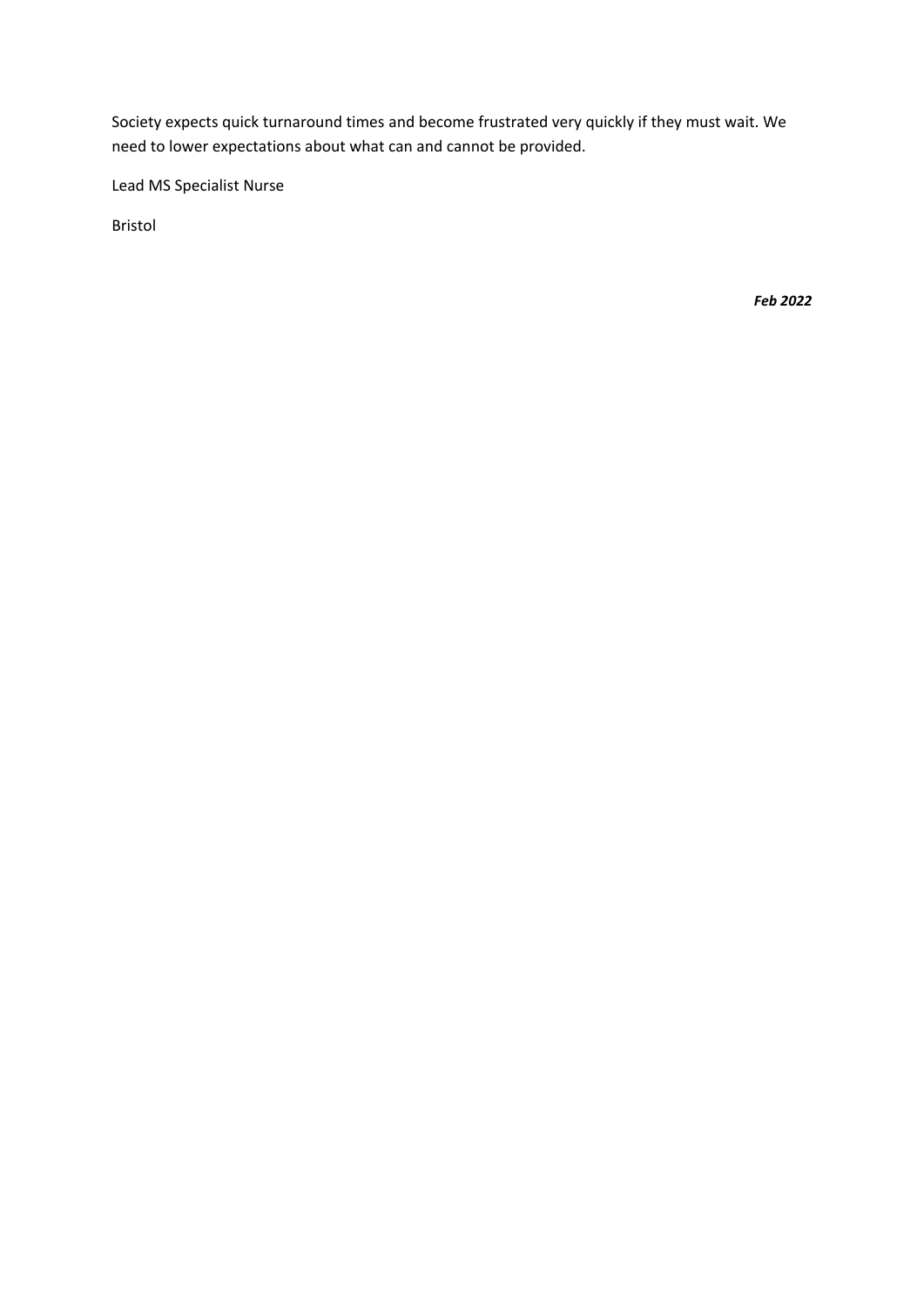Society expects quick turnaround times and become frustrated very quickly if they must wait. We need to lower expectations about what can and cannot be provided.

Lead MS Specialist Nurse

Bristol

***Feb 2022***